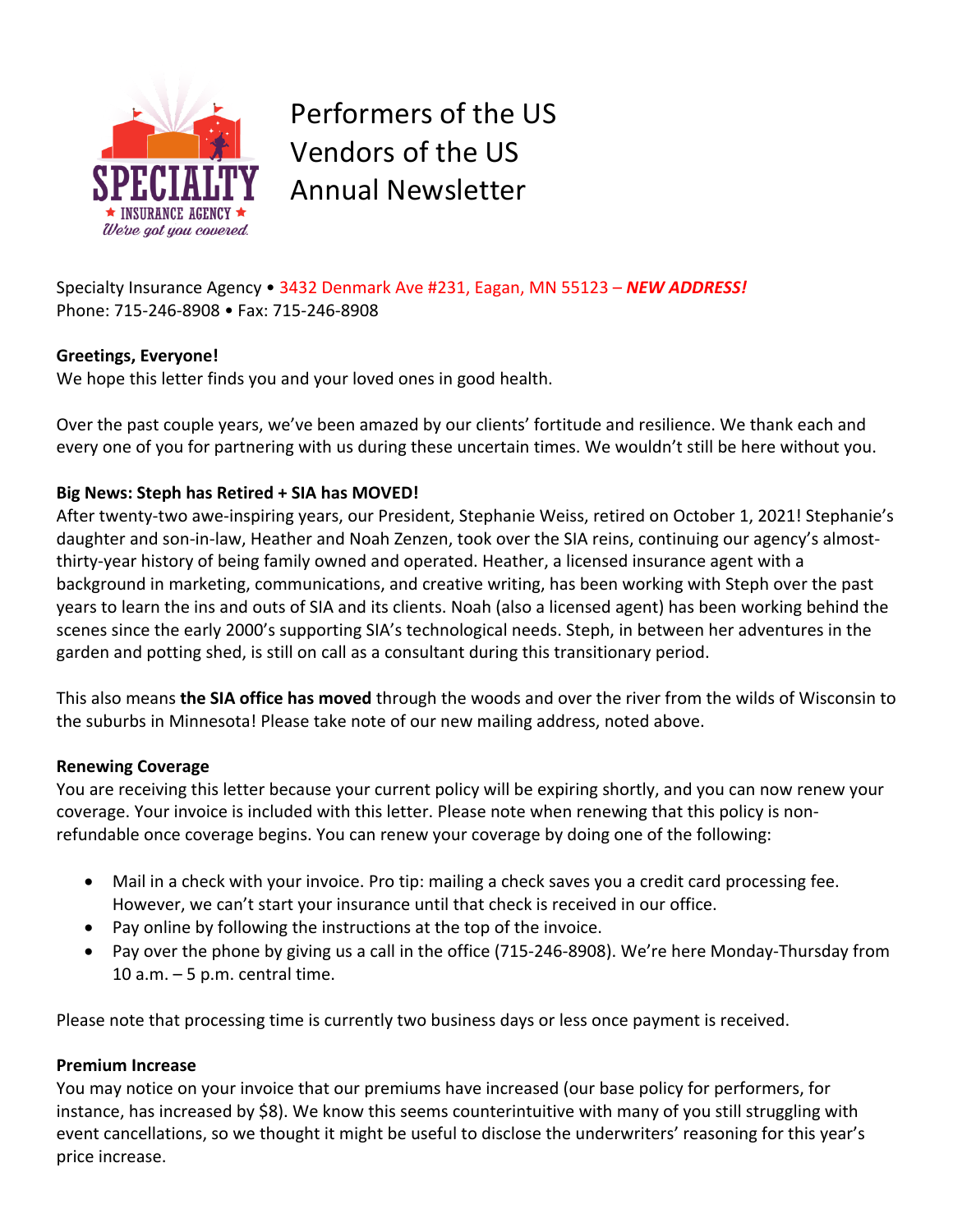# Performers of the US
# Vendors of the US
# Annual Newsletter

Specialty Insurance Agency • 3432 Denmark Ave #231, Eagan, MN 55123 – ***NEW ADDRESS!***
Phone: 715-246-8908 • Fax: 715-246-8908

**Greetings, Everyone!**
We hope this letter finds you and your loved ones in good health.

Over the past couple years, we've been amazed by our clients' fortitude and resilience. We thank each and every one of you for partnering with us during these uncertain times. We wouldn't still be here without you.

**Big News: Steph has Retired + SIA has MOVED!**
After twenty-two awe-inspiring years, our President, Stephanie Weiss, retired on October 1, 2021! Stephanie's daughter and son-in-law, Heather and Noah Zenzen, took over the SIA reins, continuing our agency's almost-thirty-year history of being family owned and operated. Heather, a licensed insurance agent with a background in marketing, communications, and creative writing, has been working with Steph over the past years to learn the ins and outs of SIA and its clients. Noah (also a licensed agent) has been working behind the scenes since the early 2000's supporting SIA's technological needs. Steph, in between her adventures in the garden and potting shed, is still on call as a consultant during this transitionary period.

This also means **the SIA office has moved** through the woods and over the river from the wilds of Wisconsin to the suburbs in Minnesota! Please take note of our new mailing address, noted above.

**Renewing Coverage**
You are receiving this letter because your current policy will be expiring shortly, and you can now renew your coverage. Your invoice is included with this letter. Please note when renewing that this policy is non-refundable once coverage begins. You can renew your coverage by doing one of the following:

- Mail in a check with your invoice. Pro tip: mailing a check saves you a credit card processing fee. However, we can't start your insurance until that check is received in our office.
- Pay online by following the instructions at the top of the invoice.
- Pay over the phone by giving us a call in the office (715-246-8908). We're here Monday-Thursday from 10 a.m. – 5 p.m. central time.

Please note that processing time is currently two business days or less once payment is received.

**Premium Increase**
You may notice on your invoice that our premiums have increased (our base policy for performers, for instance, has increased by $8). We know this seems counterintuitive with many of you still struggling with event cancellations, so we thought it might be useful to disclose the underwriters' reasoning for this year's price increase.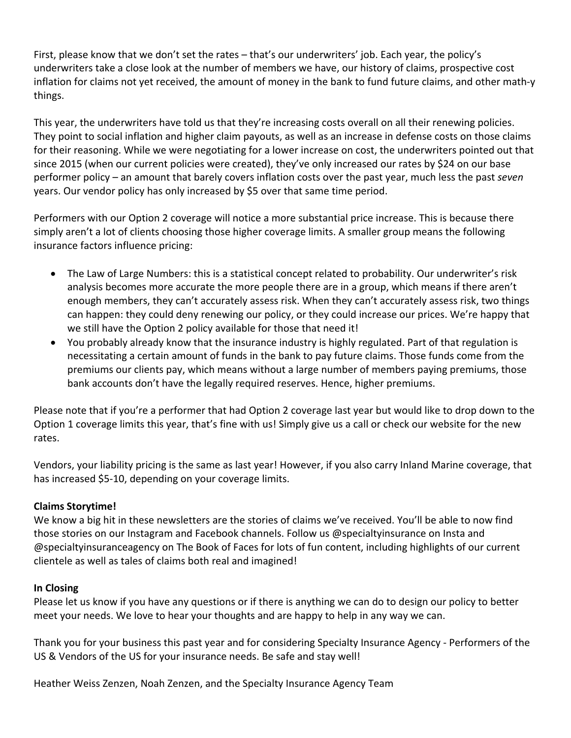First, please know that we don't set the rates – that's our underwriters' job. Each year, the policy's underwriters take a close look at the number of members we have, our history of claims, prospective cost inflation for claims not yet received, the amount of money in the bank to fund future claims, and other math-y things.

This year, the underwriters have told us that they're increasing costs overall on all their renewing policies. They point to social inflation and higher claim payouts, as well as an increase in defense costs on those claims for their reasoning. While we were negotiating for a lower increase on cost, the underwriters pointed out that since 2015 (when our current policies were created), they've only increased our rates by $24 on our base performer policy – an amount that barely covers inflation costs over the past year, much less the past *seven* years. Our vendor policy has only increased by $5 over that same time period.

Performers with our Option 2 coverage will notice a more substantial price increase. This is because there simply aren't a lot of clients choosing those higher coverage limits. A smaller group means the following insurance factors influence pricing:

- The Law of Large Numbers: this is a statistical concept related to probability. Our underwriter's risk analysis becomes more accurate the more people there are in a group, which means if there aren't enough members, they can't accurately assess risk. When they can't accurately assess risk, two things can happen: they could deny renewing our policy, or they could increase our prices. We're happy that we still have the Option 2 policy available for those that need it!
- You probably already know that the insurance industry is highly regulated. Part of that regulation is necessitating a certain amount of funds in the bank to pay future claims. Those funds come from the premiums our clients pay, which means without a large number of members paying premiums, those bank accounts don't have the legally required reserves. Hence, higher premiums.

Please note that if you're a performer that had Option 2 coverage last year but would like to drop down to the Option 1 coverage limits this year, that's fine with us! Simply give us a call or check our website for the new rates.

Vendors, your liability pricing is the same as last year! However, if you also carry Inland Marine coverage, that has increased $5-10, depending on your coverage limits.

**Claims Storytime!**

We know a big hit in these newsletters are the stories of claims we've received. You'll be able to now find those stories on our Instagram and Facebook channels. Follow us @specialtyinsurance on Insta and @specialtyinsuranceagency on The Book of Faces for lots of fun content, including highlights of our current clientele as well as tales of claims both real and imagined!

**In Closing**

Please let us know if you have any questions or if there is anything we can do to design our policy to better meet your needs. We love to hear your thoughts and are happy to help in any way we can.

Thank you for your business this past year and for considering Specialty Insurance Agency - Performers of the US & Vendors of the US for your insurance needs. Be safe and stay well!

Heather Weiss Zenzen, Noah Zenzen, and the Specialty Insurance Agency Team